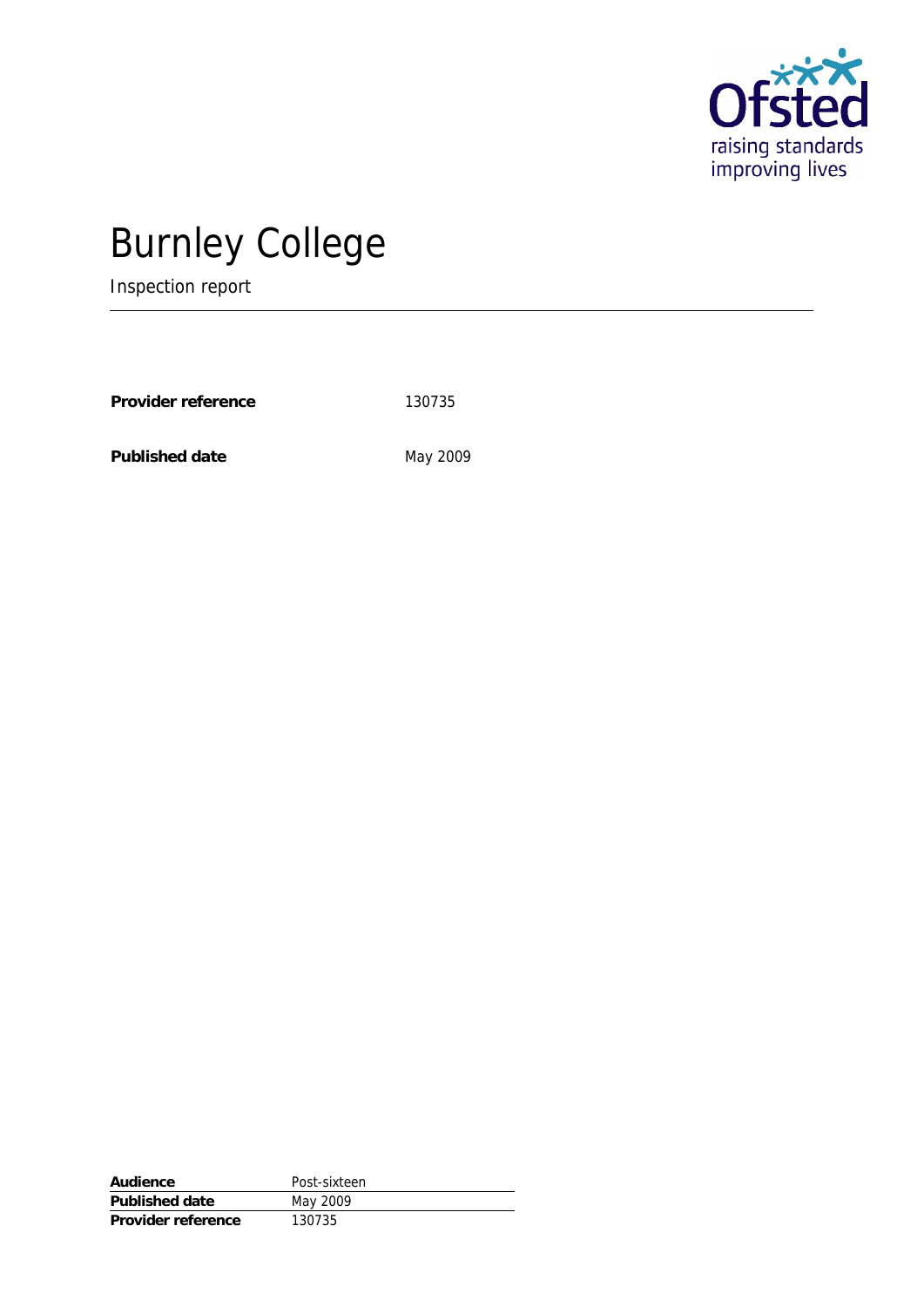Ofsted

raising standards improving lives

# Burnley College

Inspection report

---

**Provider reference** 130735

**Published date** May 2009

| | |
|---|---|
| **Audience** | Post-sixteen |
| **Published date** | May 2009 |
| **Provider reference** | 130735 |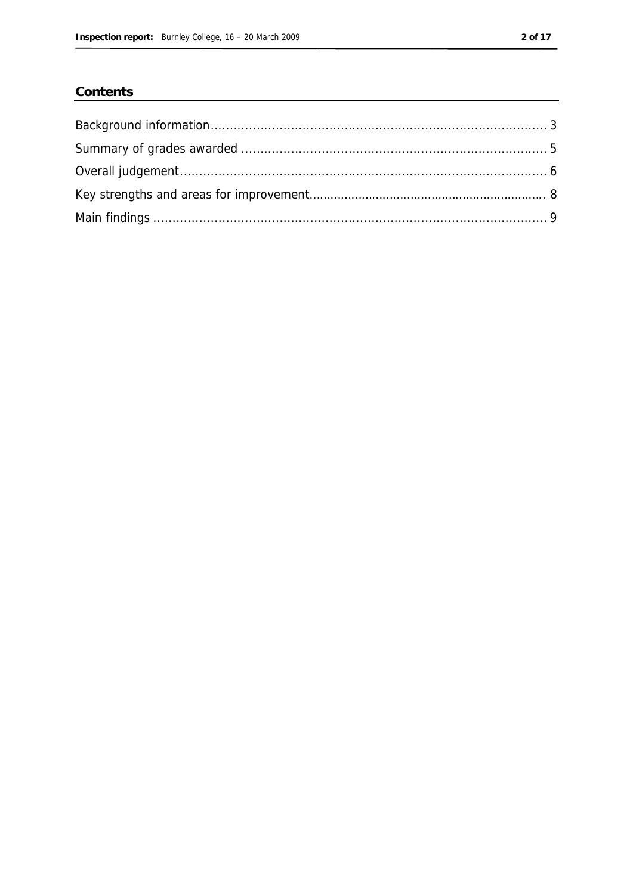## Contents

| | |
|---|---|
| Background information | 3 |
| Summary of grades awarded | 5 |
| Overall judgement | 6 |
| Key strengths and areas for improvement | 8 |
| Main findings | 9 |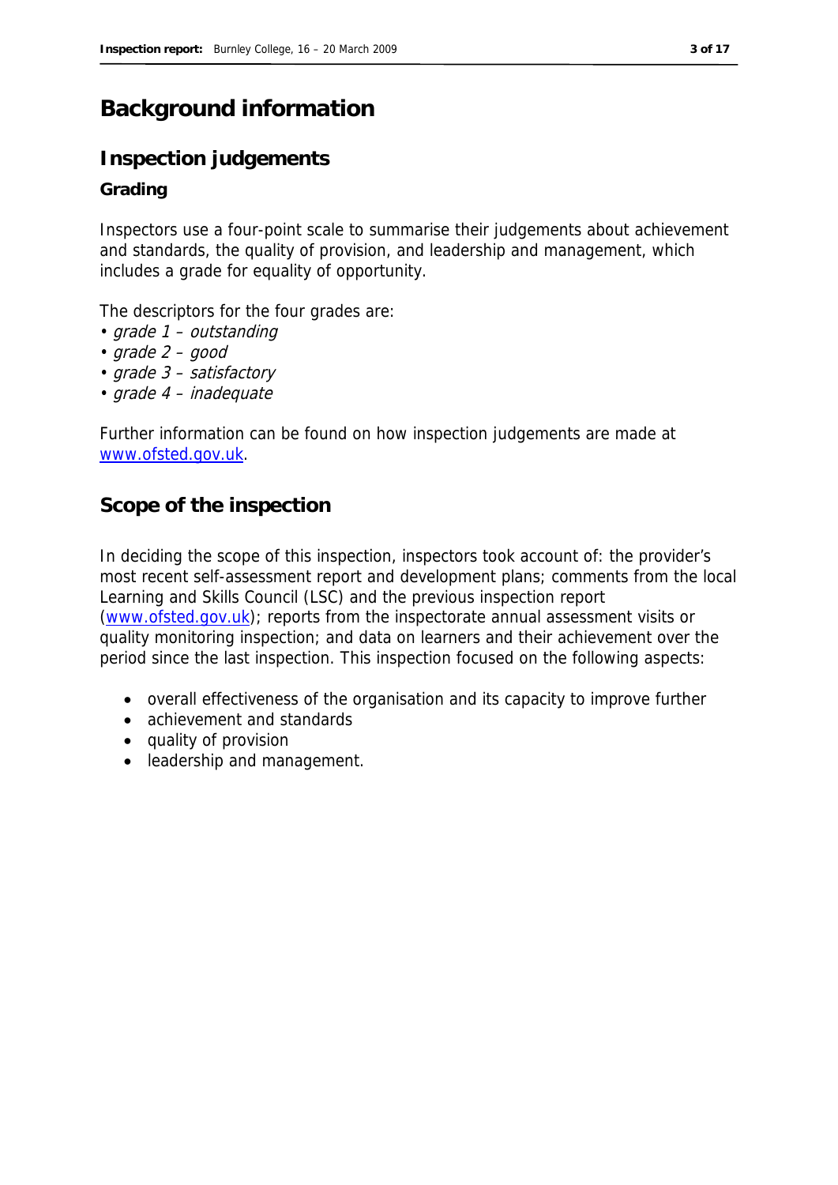# Background information

## Inspection judgements

### Grading

Inspectors use a four-point scale to summarise their judgements about achievement and standards, the quality of provision, and leadership and management, which includes a grade for equality of opportunity.

The descriptors for the four grades are:

- *grade 1 – outstanding*
- *grade 2 – good*
- *grade 3 – satisfactory*
- *grade 4 – inadequate*

Further information can be found on how inspection judgements are made at [www.ofsted.gov.uk](http://www.ofsted.gov.uk).

## Scope of the inspection

In deciding the scope of this inspection, inspectors took account of: the provider's most recent self-assessment report and development plans; comments from the local Learning and Skills Council (LSC) and the previous inspection report ([www.ofsted.gov.uk](http://www.ofsted.gov.uk)); reports from the inspectorate annual assessment visits or quality monitoring inspection; and data on learners and their achievement over the period since the last inspection. This inspection focused on the following aspects:

- overall effectiveness of the organisation and its capacity to improve further
- achievement and standards
- quality of provision
- leadership and management.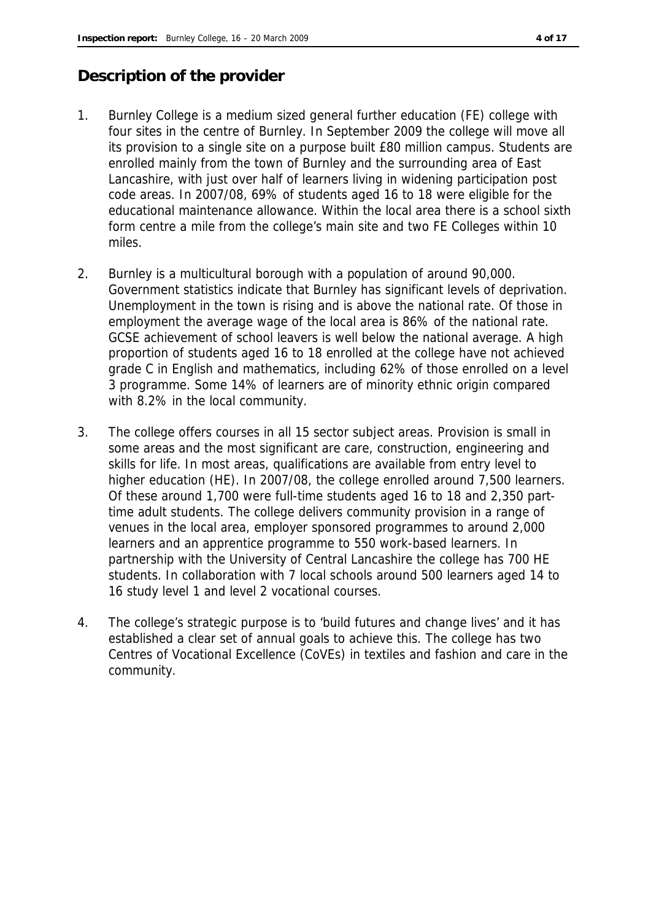## Description of the provider

1. Burnley College is a medium sized general further education (FE) college with four sites in the centre of Burnley. In September 2009 the college will move all its provision to a single site on a purpose built £80 million campus. Students are enrolled mainly from the town of Burnley and the surrounding area of East Lancashire, with just over half of learners living in widening participation post code areas. In 2007/08, 69% of students aged 16 to 18 were eligible for the educational maintenance allowance. Within the local area there is a school sixth form centre a mile from the college's main site and two FE Colleges within 10 miles.

2. Burnley is a multicultural borough with a population of around 90,000. Government statistics indicate that Burnley has significant levels of deprivation. Unemployment in the town is rising and is above the national rate. Of those in employment the average wage of the local area is 86% of the national rate. GCSE achievement of school leavers is well below the national average. A high proportion of students aged 16 to 18 enrolled at the college have not achieved grade C in English and mathematics, including 62% of those enrolled on a level 3 programme. Some 14% of learners are of minority ethnic origin compared with 8.2% in the local community.

3. The college offers courses in all 15 sector subject areas. Provision is small in some areas and the most significant are care, construction, engineering and skills for life. In most areas, qualifications are available from entry level to higher education (HE). In 2007/08, the college enrolled around 7,500 learners. Of these around 1,700 were full-time students aged 16 to 18 and 2,350 part-time adult students. The college delivers community provision in a range of venues in the local area, employer sponsored programmes to around 2,000 learners and an apprentice programme to 550 work-based learners. In partnership with the University of Central Lancashire the college has 700 HE students. In collaboration with 7 local schools around 500 learners aged 14 to 16 study level 1 and level 2 vocational courses.

4. The college's strategic purpose is to 'build futures and change lives' and it has established a clear set of annual goals to achieve this. The college has two Centres of Vocational Excellence (CoVEs) in textiles and fashion and care in the community.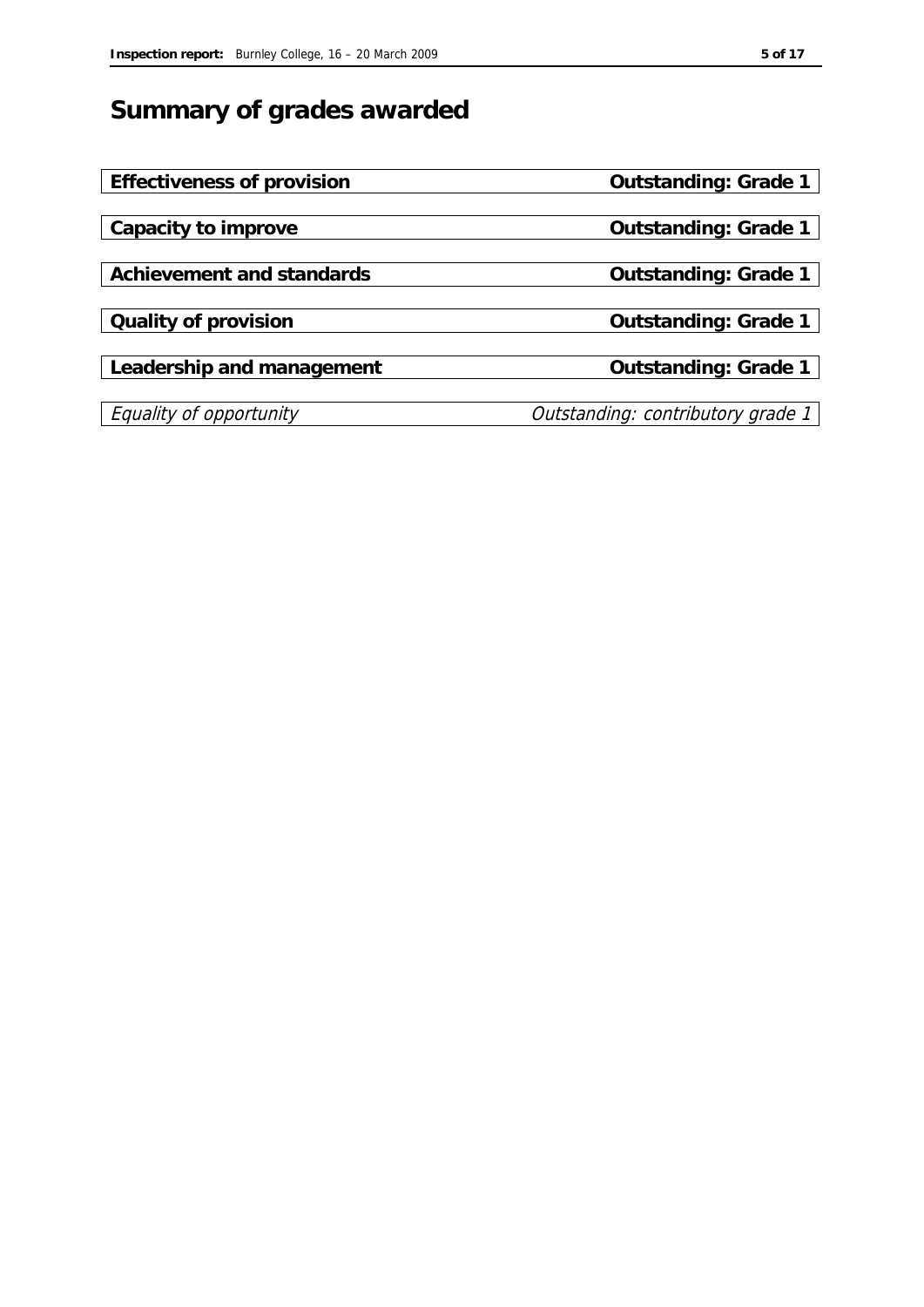## Summary of grades awarded

| | |
|---|---|
| **Effectiveness of provision** | **Outstanding: Grade 1** |
| **Capacity to improve** | **Outstanding: Grade 1** |
| **Achievement and standards** | **Outstanding: Grade 1** |
| **Quality of provision** | **Outstanding: Grade 1** |
| **Leadership and management** | **Outstanding: Grade 1** |
| *Equality of opportunity* | *Outstanding: contributory grade 1* |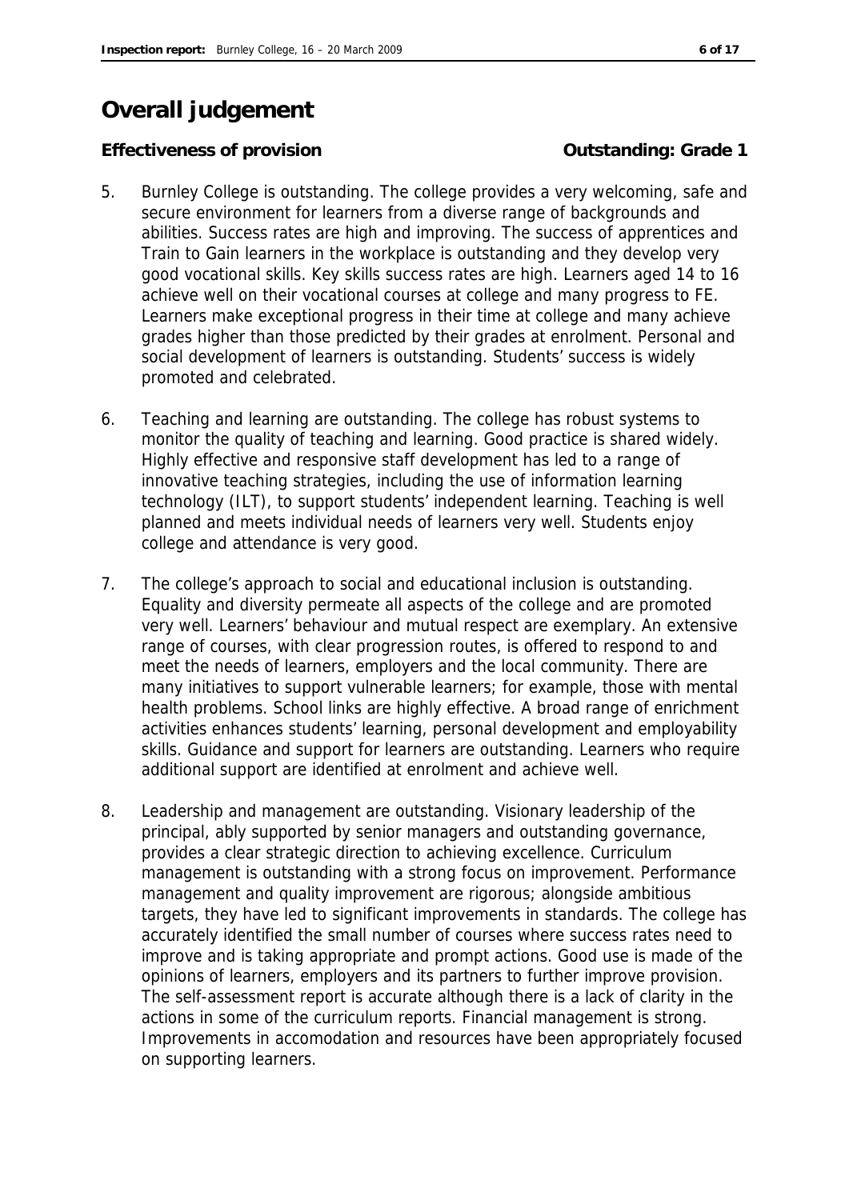# Overall judgement

**Effectiveness of provision** **Outstanding: Grade 1**

5. Burnley College is outstanding. The college provides a very welcoming, safe and secure environment for learners from a diverse range of backgrounds and abilities. Success rates are high and improving. The success of apprentices and Train to Gain learners in the workplace is outstanding and they develop very good vocational skills. Key skills success rates are high. Learners aged 14 to 16 achieve well on their vocational courses at college and many progress to FE. Learners make exceptional progress in their time at college and many achieve grades higher than those predicted by their grades at enrolment. Personal and social development of learners is outstanding. Students' success is widely promoted and celebrated.

6. Teaching and learning are outstanding. The college has robust systems to monitor the quality of teaching and learning. Good practice is shared widely. Highly effective and responsive staff development has led to a range of innovative teaching strategies, including the use of information learning technology (ILT), to support students' independent learning. Teaching is well planned and meets individual needs of learners very well. Students enjoy college and attendance is very good.

7. The college's approach to social and educational inclusion is outstanding. Equality and diversity permeate all aspects of the college and are promoted very well. Learners' behaviour and mutual respect are exemplary. An extensive range of courses, with clear progression routes, is offered to respond to and meet the needs of learners, employers and the local community. There are many initiatives to support vulnerable learners; for example, those with mental health problems. School links are highly effective. A broad range of enrichment activities enhances students' learning, personal development and employability skills. Guidance and support for learners are outstanding. Learners who require additional support are identified at enrolment and achieve well.

8. Leadership and management are outstanding. Visionary leadership of the principal, ably supported by senior managers and outstanding governance, provides a clear strategic direction to achieving excellence. Curriculum management is outstanding with a strong focus on improvement. Performance management and quality improvement are rigorous; alongside ambitious targets, they have led to significant improvements in standards. The college has accurately identified the small number of courses where success rates need to improve and is taking appropriate and prompt actions. Good use is made of the opinions of learners, employers and its partners to further improve provision. The self-assessment report is accurate although there is a lack of clarity in the actions in some of the curriculum reports. Financial management is strong. Improvements in accomodation and resources have been appropriately focused on supporting learners.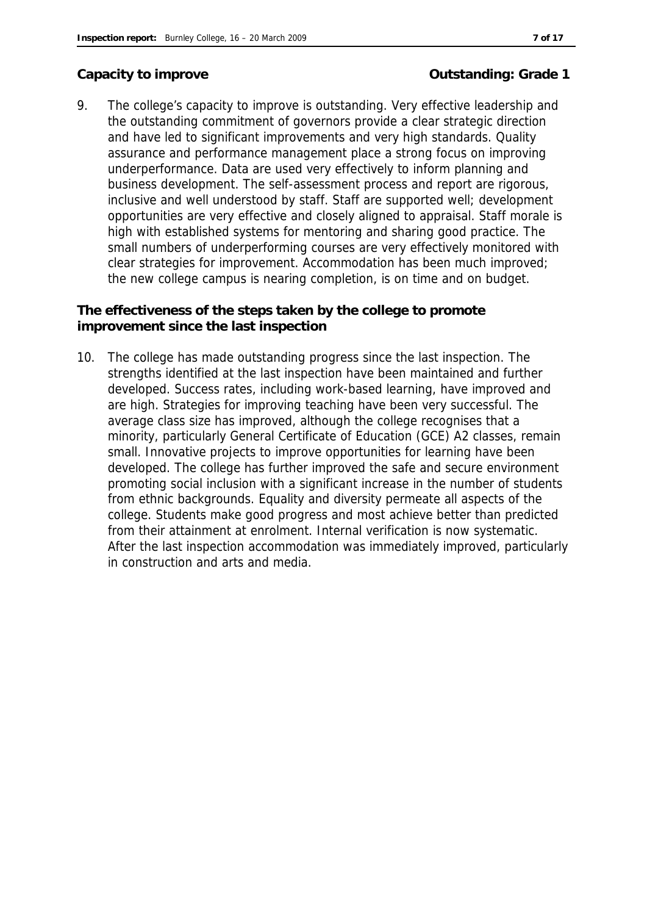**Capacity to improve** **Outstanding: Grade 1**

9. The college's capacity to improve is outstanding. Very effective leadership and the outstanding commitment of governors provide a clear strategic direction and have led to significant improvements and very high standards. Quality assurance and performance management place a strong focus on improving underperformance. Data are used very effectively to inform planning and business development. The self-assessment process and report are rigorous, inclusive and well understood by staff. Staff are supported well; development opportunities are very effective and closely aligned to appraisal. Staff morale is high with established systems for mentoring and sharing good practice. The small numbers of underperforming courses are very effectively monitored with clear strategies for improvement. Accommodation has been much improved; the new college campus is nearing completion, is on time and on budget.

**The effectiveness of the steps taken by the college to promote improvement since the last inspection**

10. The college has made outstanding progress since the last inspection. The strengths identified at the last inspection have been maintained and further developed. Success rates, including work-based learning, have improved and are high. Strategies for improving teaching have been very successful. The average class size has improved, although the college recognises that a minority, particularly General Certificate of Education (GCE) A2 classes, remain small. Innovative projects to improve opportunities for learning have been developed. The college has further improved the safe and secure environment promoting social inclusion with a significant increase in the number of students from ethnic backgrounds. Equality and diversity permeate all aspects of the college. Students make good progress and most achieve better than predicted from their attainment at enrolment. Internal verification is now systematic. After the last inspection accommodation was immediately improved, particularly in construction and arts and media.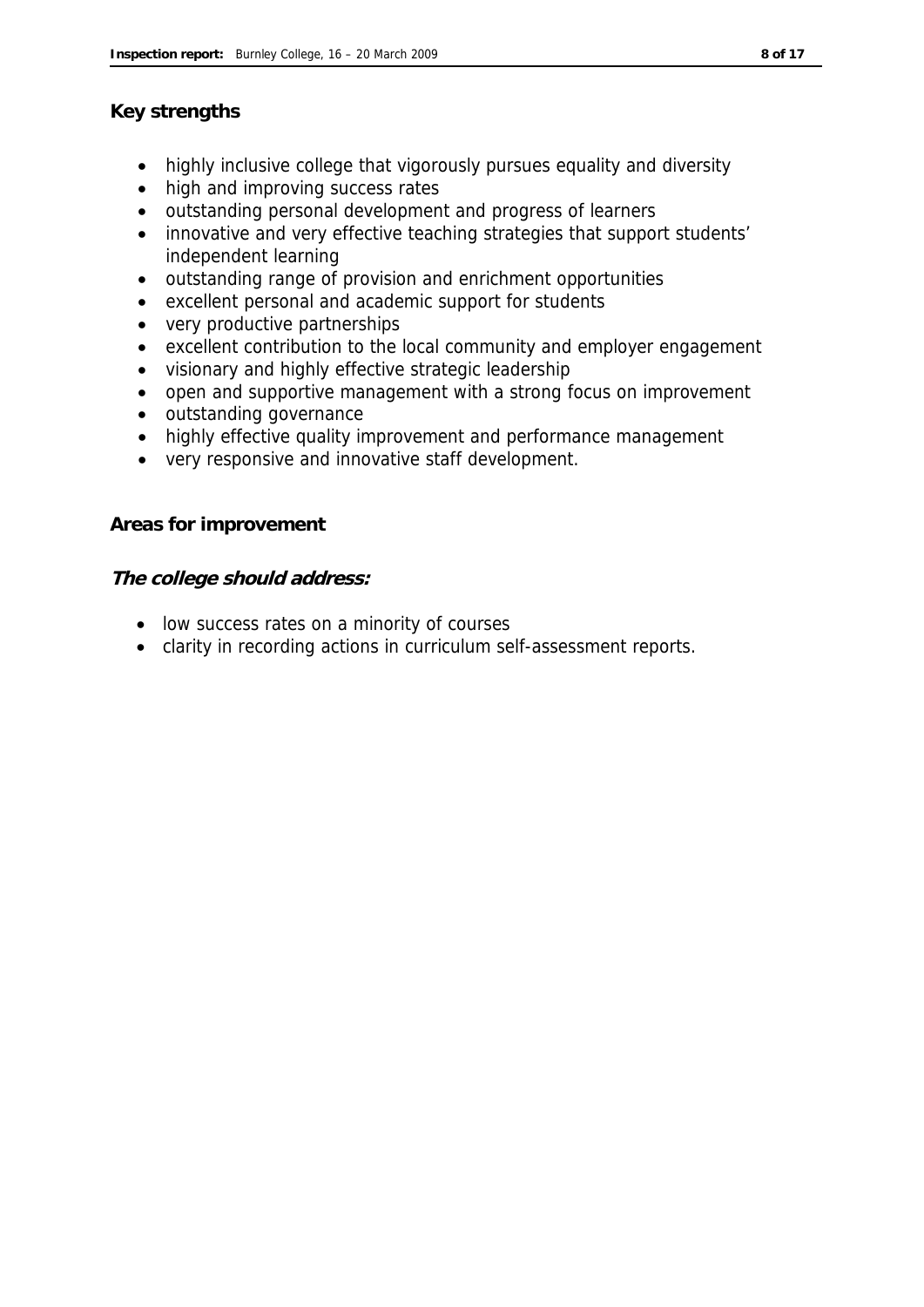## Key strengths

- highly inclusive college that vigorously pursues equality and diversity
- high and improving success rates
- outstanding personal development and progress of learners
- innovative and very effective teaching strategies that support students' independent learning
- outstanding range of provision and enrichment opportunities
- excellent personal and academic support for students
- very productive partnerships
- excellent contribution to the local community and employer engagement
- visionary and highly effective strategic leadership
- open and supportive management with a strong focus on improvement
- outstanding governance
- highly effective quality improvement and performance management
- very responsive and innovative staff development.

## Areas for improvement

***The college should address:***

- low success rates on a minority of courses
- clarity in recording actions in curriculum self-assessment reports.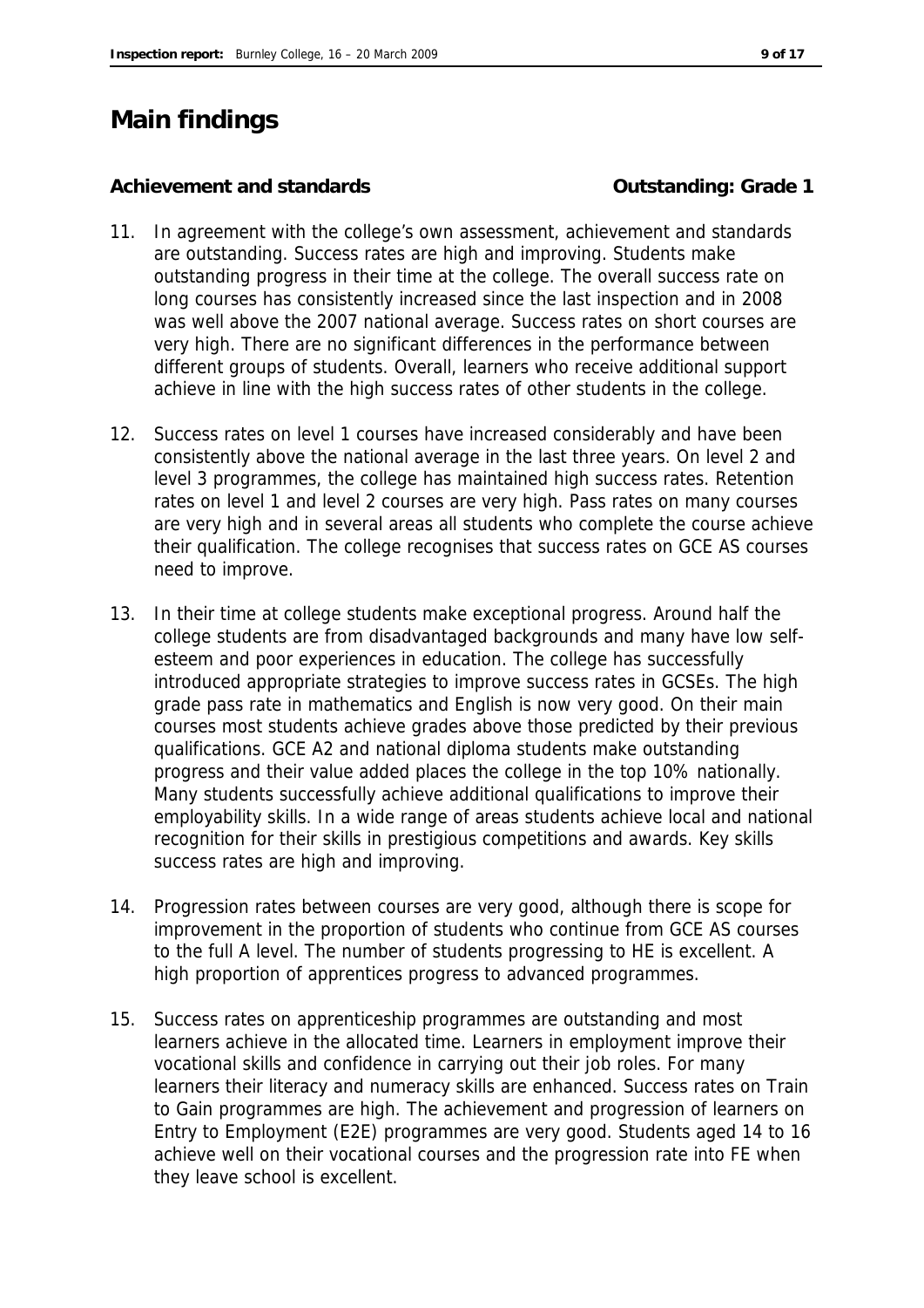# Main findings

**Achievement and standards** **Outstanding: Grade 1**

11. In agreement with the college's own assessment, achievement and standards are outstanding. Success rates are high and improving. Students make outstanding progress in their time at the college. The overall success rate on long courses has consistently increased since the last inspection and in 2008 was well above the 2007 national average. Success rates on short courses are very high. There are no significant differences in the performance between different groups of students. Overall, learners who receive additional support achieve in line with the high success rates of other students in the college.

12. Success rates on level 1 courses have increased considerably and have been consistently above the national average in the last three years. On level 2 and level 3 programmes, the college has maintained high success rates. Retention rates on level 1 and level 2 courses are very high. Pass rates on many courses are very high and in several areas all students who complete the course achieve their qualification. The college recognises that success rates on GCE AS courses need to improve.

13. In their time at college students make exceptional progress. Around half the college students are from disadvantaged backgrounds and many have low self-esteem and poor experiences in education. The college has successfully introduced appropriate strategies to improve success rates in GCSEs. The high grade pass rate in mathematics and English is now very good. On their main courses most students achieve grades above those predicted by their previous qualifications. GCE A2 and national diploma students make outstanding progress and their value added places the college in the top 10% nationally. Many students successfully achieve additional qualifications to improve their employability skills. In a wide range of areas students achieve local and national recognition for their skills in prestigious competitions and awards. Key skills success rates are high and improving.

14. Progression rates between courses are very good, although there is scope for improvement in the proportion of students who continue from GCE AS courses to the full A level. The number of students progressing to HE is excellent. A high proportion of apprentices progress to advanced programmes.

15. Success rates on apprenticeship programmes are outstanding and most learners achieve in the allocated time. Learners in employment improve their vocational skills and confidence in carrying out their job roles. For many learners their literacy and numeracy skills are enhanced. Success rates on Train to Gain programmes are high. The achievement and progression of learners on Entry to Employment (E2E) programmes are very good. Students aged 14 to 16 achieve well on their vocational courses and the progression rate into FE when they leave school is excellent.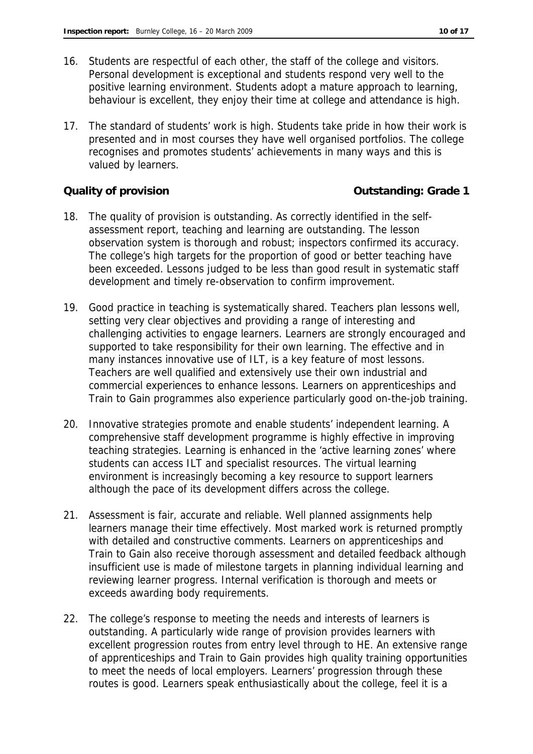16. Students are respectful of each other, the staff of the college and visitors. Personal development is exceptional and students respond very well to the positive learning environment. Students adopt a mature approach to learning, behaviour is excellent, they enjoy their time at college and attendance is high.

17. The standard of students' work is high. Students take pride in how their work is presented and in most courses they have well organised portfolios. The college recognises and promotes students' achievements in many ways and this is valued by learners.

**Quality of provision** **Outstanding: Grade 1**

18. The quality of provision is outstanding. As correctly identified in the self-assessment report, teaching and learning are outstanding. The lesson observation system is thorough and robust; inspectors confirmed its accuracy. The college's high targets for the proportion of good or better teaching have been exceeded. Lessons judged to be less than good result in systematic staff development and timely re-observation to confirm improvement.

19. Good practice in teaching is systematically shared. Teachers plan lessons well, setting very clear objectives and providing a range of interesting and challenging activities to engage learners. Learners are strongly encouraged and supported to take responsibility for their own learning. The effective and in many instances innovative use of ILT, is a key feature of most lessons. Teachers are well qualified and extensively use their own industrial and commercial experiences to enhance lessons. Learners on apprenticeships and Train to Gain programmes also experience particularly good on-the-job training.

20. Innovative strategies promote and enable students' independent learning. A comprehensive staff development programme is highly effective in improving teaching strategies. Learning is enhanced in the 'active learning zones' where students can access ILT and specialist resources. The virtual learning environment is increasingly becoming a key resource to support learners although the pace of its development differs across the college.

21. Assessment is fair, accurate and reliable. Well planned assignments help learners manage their time effectively. Most marked work is returned promptly with detailed and constructive comments. Learners on apprenticeships and Train to Gain also receive thorough assessment and detailed feedback although insufficient use is made of milestone targets in planning individual learning and reviewing learner progress. Internal verification is thorough and meets or exceeds awarding body requirements.

22. The college's response to meeting the needs and interests of learners is outstanding. A particularly wide range of provision provides learners with excellent progression routes from entry level through to HE. An extensive range of apprenticeships and Train to Gain provides high quality training opportunities to meet the needs of local employers. Learners' progression through these routes is good. Learners speak enthusiastically about the college, feel it is a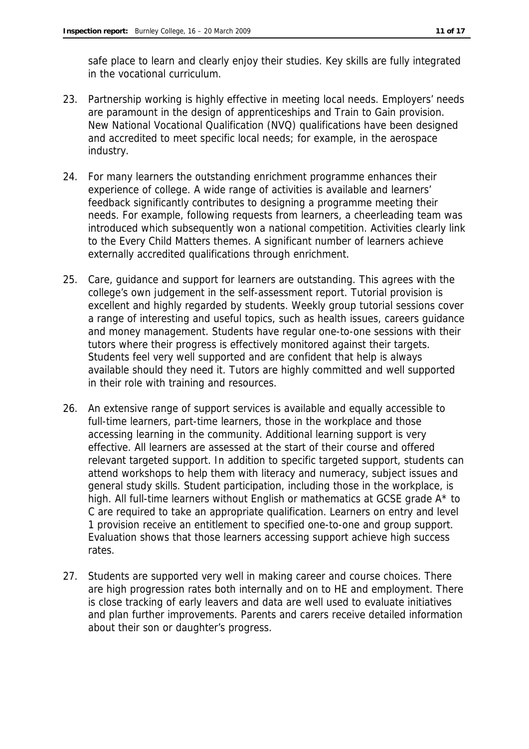safe place to learn and clearly enjoy their studies. Key skills are fully integrated in the vocational curriculum.

23. Partnership working is highly effective in meeting local needs. Employers' needs are paramount in the design of apprenticeships and Train to Gain provision. New National Vocational Qualification (NVQ) qualifications have been designed and accredited to meet specific local needs; for example, in the aerospace industry.

24. For many learners the outstanding enrichment programme enhances their experience of college. A wide range of activities is available and learners' feedback significantly contributes to designing a programme meeting their needs. For example, following requests from learners, a cheerleading team was introduced which subsequently won a national competition. Activities clearly link to the Every Child Matters themes. A significant number of learners achieve externally accredited qualifications through enrichment.

25. Care, guidance and support for learners are outstanding. This agrees with the college's own judgement in the self-assessment report. Tutorial provision is excellent and highly regarded by students. Weekly group tutorial sessions cover a range of interesting and useful topics, such as health issues, careers guidance and money management. Students have regular one-to-one sessions with their tutors where their progress is effectively monitored against their targets. Students feel very well supported and are confident that help is always available should they need it. Tutors are highly committed and well supported in their role with training and resources.

26. An extensive range of support services is available and equally accessible to full-time learners, part-time learners, those in the workplace and those accessing learning in the community. Additional learning support is very effective. All learners are assessed at the start of their course and offered relevant targeted support. In addition to specific targeted support, students can attend workshops to help them with literacy and numeracy, subject issues and general study skills. Student participation, including those in the workplace, is high. All full-time learners without English or mathematics at GCSE grade A* to C are required to take an appropriate qualification. Learners on entry and level 1 provision receive an entitlement to specified one-to-one and group support. Evaluation shows that those learners accessing support achieve high success rates.

27. Students are supported very well in making career and course choices. There are high progression rates both internally and on to HE and employment. There is close tracking of early leavers and data are well used to evaluate initiatives and plan further improvements. Parents and carers receive detailed information about their son or daughter's progress.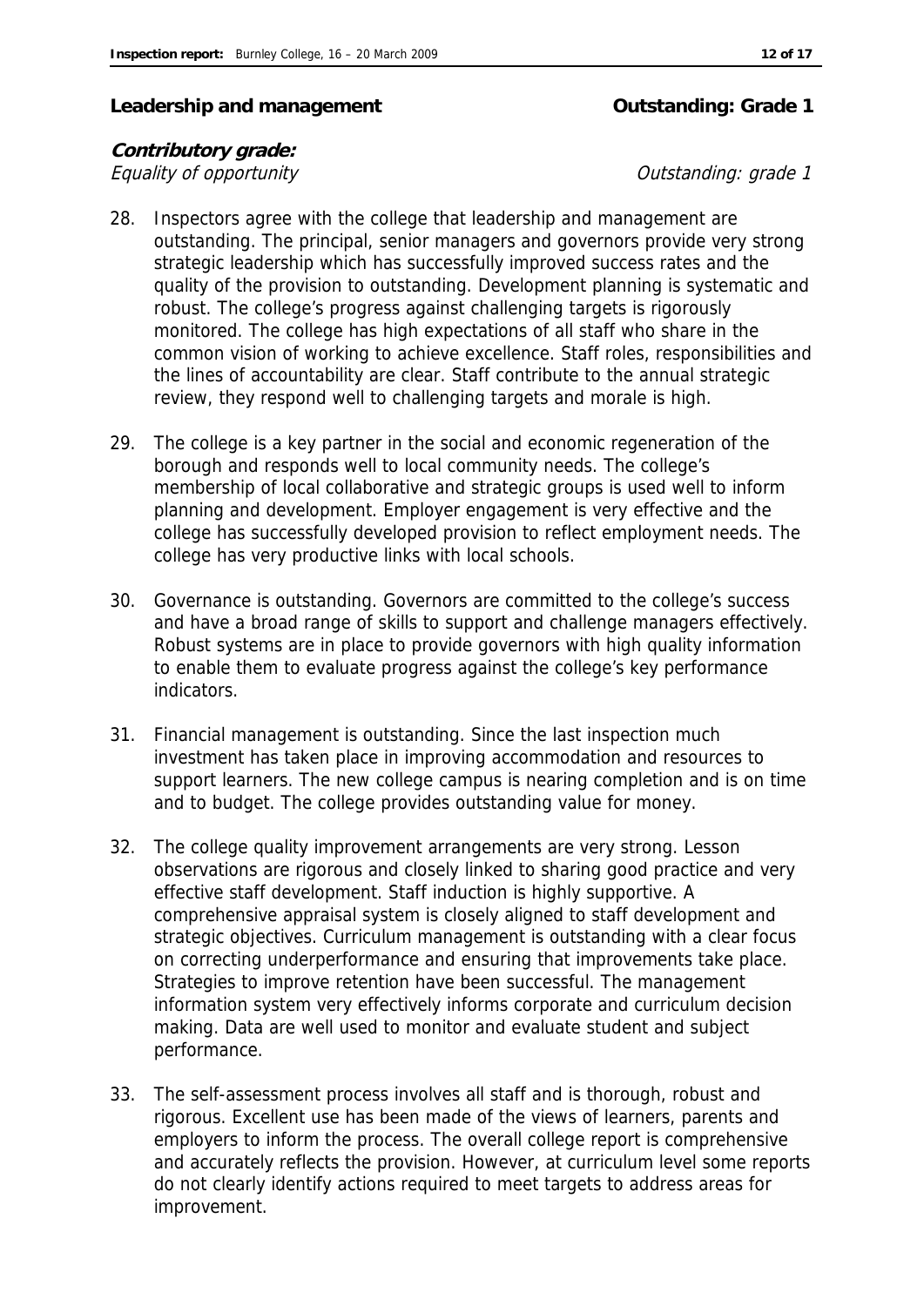## Leadership and management — Outstanding: Grade 1

**Contributory grade:**

*Equality of opportunity* — *Outstanding: grade 1*

28. Inspectors agree with the college that leadership and management are outstanding. The principal, senior managers and governors provide very strong strategic leadership which has successfully improved success rates and the quality of the provision to outstanding. Development planning is systematic and robust. The college's progress against challenging targets is rigorously monitored. The college has high expectations of all staff who share in the common vision of working to achieve excellence. Staff roles, responsibilities and the lines of accountability are clear. Staff contribute to the annual strategic review, they respond well to challenging targets and morale is high.

29. The college is a key partner in the social and economic regeneration of the borough and responds well to local community needs. The college's membership of local collaborative and strategic groups is used well to inform planning and development. Employer engagement is very effective and the college has successfully developed provision to reflect employment needs. The college has very productive links with local schools.

30. Governance is outstanding. Governors are committed to the college's success and have a broad range of skills to support and challenge managers effectively. Robust systems are in place to provide governors with high quality information to enable them to evaluate progress against the college's key performance indicators.

31. Financial management is outstanding. Since the last inspection much investment has taken place in improving accommodation and resources to support learners. The new college campus is nearing completion and is on time and to budget. The college provides outstanding value for money.

32. The college quality improvement arrangements are very strong. Lesson observations are rigorous and closely linked to sharing good practice and very effective staff development. Staff induction is highly supportive. A comprehensive appraisal system is closely aligned to staff development and strategic objectives. Curriculum management is outstanding with a clear focus on correcting underperformance and ensuring that improvements take place. Strategies to improve retention have been successful. The management information system very effectively informs corporate and curriculum decision making. Data are well used to monitor and evaluate student and subject performance.

33. The self-assessment process involves all staff and is thorough, robust and rigorous. Excellent use has been made of the views of learners, parents and employers to inform the process. The overall college report is comprehensive and accurately reflects the provision. However, at curriculum level some reports do not clearly identify actions required to meet targets to address areas for improvement.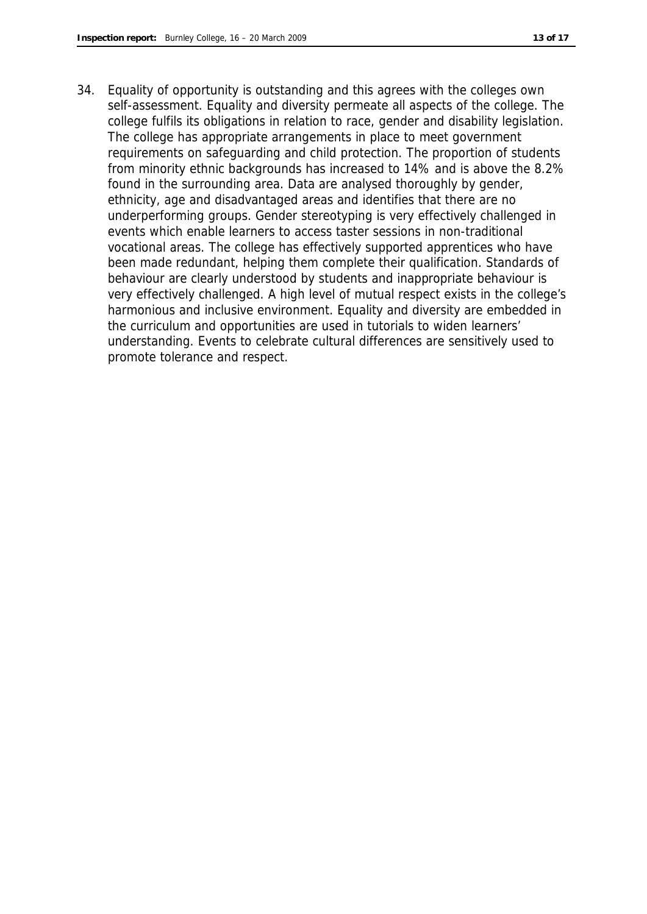34. Equality of opportunity is outstanding and this agrees with the colleges own self-assessment. Equality and diversity permeate all aspects of the college. The college fulfils its obligations in relation to race, gender and disability legislation. The college has appropriate arrangements in place to meet government requirements on safeguarding and child protection. The proportion of students from minority ethnic backgrounds has increased to 14% and is above the 8.2% found in the surrounding area. Data are analysed thoroughly by gender, ethnicity, age and disadvantaged areas and identifies that there are no underperforming groups. Gender stereotyping is very effectively challenged in events which enable learners to access taster sessions in non-traditional vocational areas. The college has effectively supported apprentices who have been made redundant, helping them complete their qualification. Standards of behaviour are clearly understood by students and inappropriate behaviour is very effectively challenged. A high level of mutual respect exists in the college's harmonious and inclusive environment. Equality and diversity are embedded in the curriculum and opportunities are used in tutorials to widen learners' understanding. Events to celebrate cultural differences are sensitively used to promote tolerance and respect.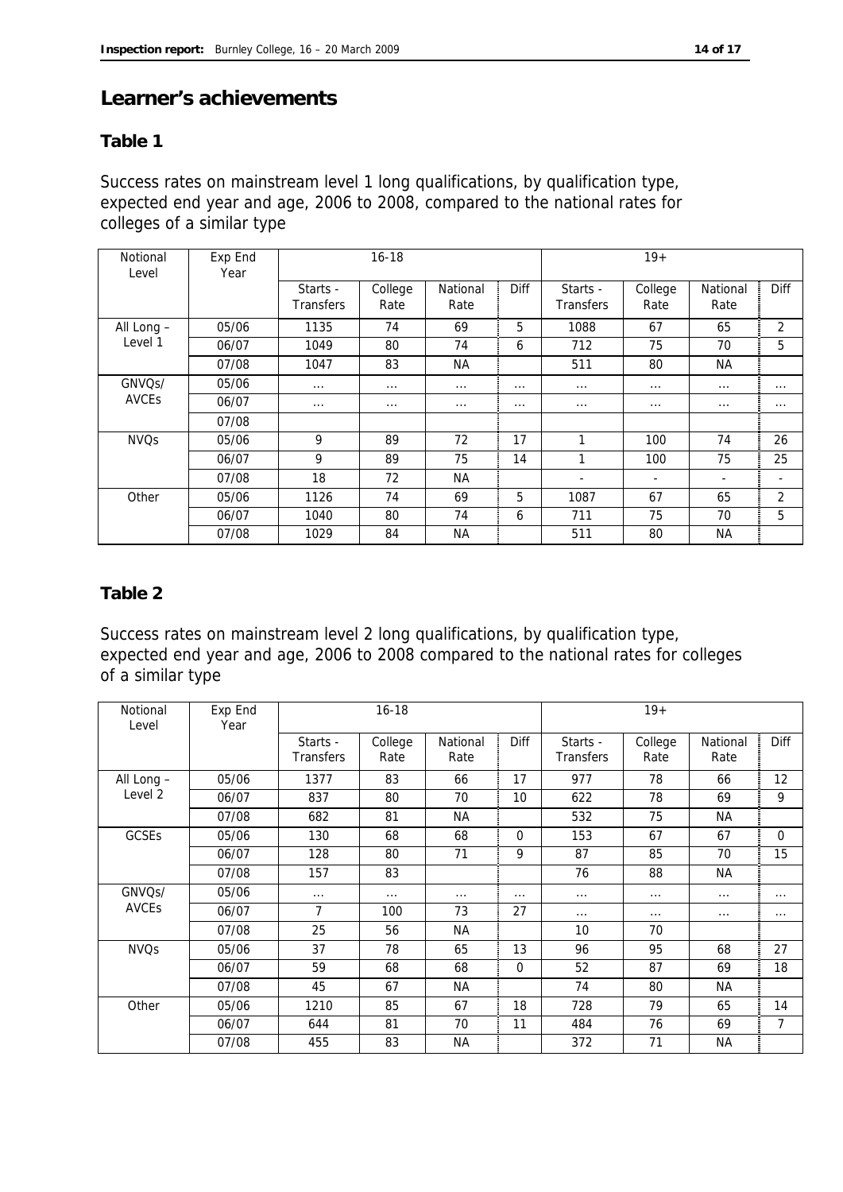## Learner's achievements

### Table 1

Success rates on mainstream level 1 long qualifications, by qualification type, expected end year and age, 2006 to 2008, compared to the national rates for colleges of a similar type

| Notional Level | Exp End Year | 16-18 | | | | 19+ | | | |
|---|---|---|---|---|---|---|---|---|---|
| | | Starts - Transfers | College Rate | National Rate | Diff | Starts - Transfers | College Rate | National Rate | Diff |
| All Long – Level 1 | 05/06 | 1135 | 74 | 69 | 5 | 1088 | 67 | 65 | 2 |
| | 06/07 | 1049 | 80 | 74 | 6 | 712 | 75 | 70 | 5 |
| | 07/08 | 1047 | 83 | NA | | 511 | 80 | NA | |
| GNVQs/ AVCEs | 05/06 | ... | ... | ... | ... | ... | ... | ... | ... |
| | 06/07 | ... | ... | ... | ... | ... | ... | ... | ... |
| | 07/08 | | | | | | | | |
| NVQs | 05/06 | 9 | 89 | 72 | 17 | 1 | 100 | 74 | 26 |
| | 06/07 | 9 | 89 | 75 | 14 | 1 | 100 | 75 | 25 |
| | 07/08 | 18 | 72 | NA | | - | - | - | - |
| Other | 05/06 | 1126 | 74 | 69 | 5 | 1087 | 67 | 65 | 2 |
| | 06/07 | 1040 | 80 | 74 | 6 | 711 | 75 | 70 | 5 |
| | 07/08 | 1029 | 84 | NA | | 511 | 80 | NA | |

### Table 2

Success rates on mainstream level 2 long qualifications, by qualification type, expected end year and age, 2006 to 2008 compared to the national rates for colleges of a similar type

| Notional Level | Exp End Year | 16-18 | | | | 19+ | | | |
|---|---|---|---|---|---|---|---|---|---|
| | | Starts - Transfers | College Rate | National Rate | Diff | Starts - Transfers | College Rate | National Rate | Diff |
| All Long – Level 2 | 05/06 | 1377 | 83 | 66 | 17 | 977 | 78 | 66 | 12 |
| | 06/07 | 837 | 80 | 70 | 10 | 622 | 78 | 69 | 9 |
| | 07/08 | 682 | 81 | NA | | 532 | 75 | NA | |
| GCSEs | 05/06 | 130 | 68 | 68 | 0 | 153 | 67 | 67 | 0 |
| | 06/07 | 128 | 80 | 71 | 9 | 87 | 85 | 70 | 15 |
| | 07/08 | 157 | 83 | | | 76 | 88 | NA | |
| GNVQs/ AVCEs | 05/06 | ... | ... | ... | ... | ... | ... | ... | ... |
| | 06/07 | 7 | 100 | 73 | 27 | ... | ... | ... | ... |
| | 07/08 | 25 | 56 | NA | | 10 | 70 | | |
| NVQs | 05/06 | 37 | 78 | 65 | 13 | 96 | 95 | 68 | 27 |
| | 06/07 | 59 | 68 | 68 | 0 | 52 | 87 | 69 | 18 |
| | 07/08 | 45 | 67 | NA | | 74 | 80 | NA | |
| Other | 05/06 | 1210 | 85 | 67 | 18 | 728 | 79 | 65 | 14 |
| | 06/07 | 644 | 81 | 70 | 11 | 484 | 76 | 69 | 7 |
| | 07/08 | 455 | 83 | NA | | 372 | 71 | NA | |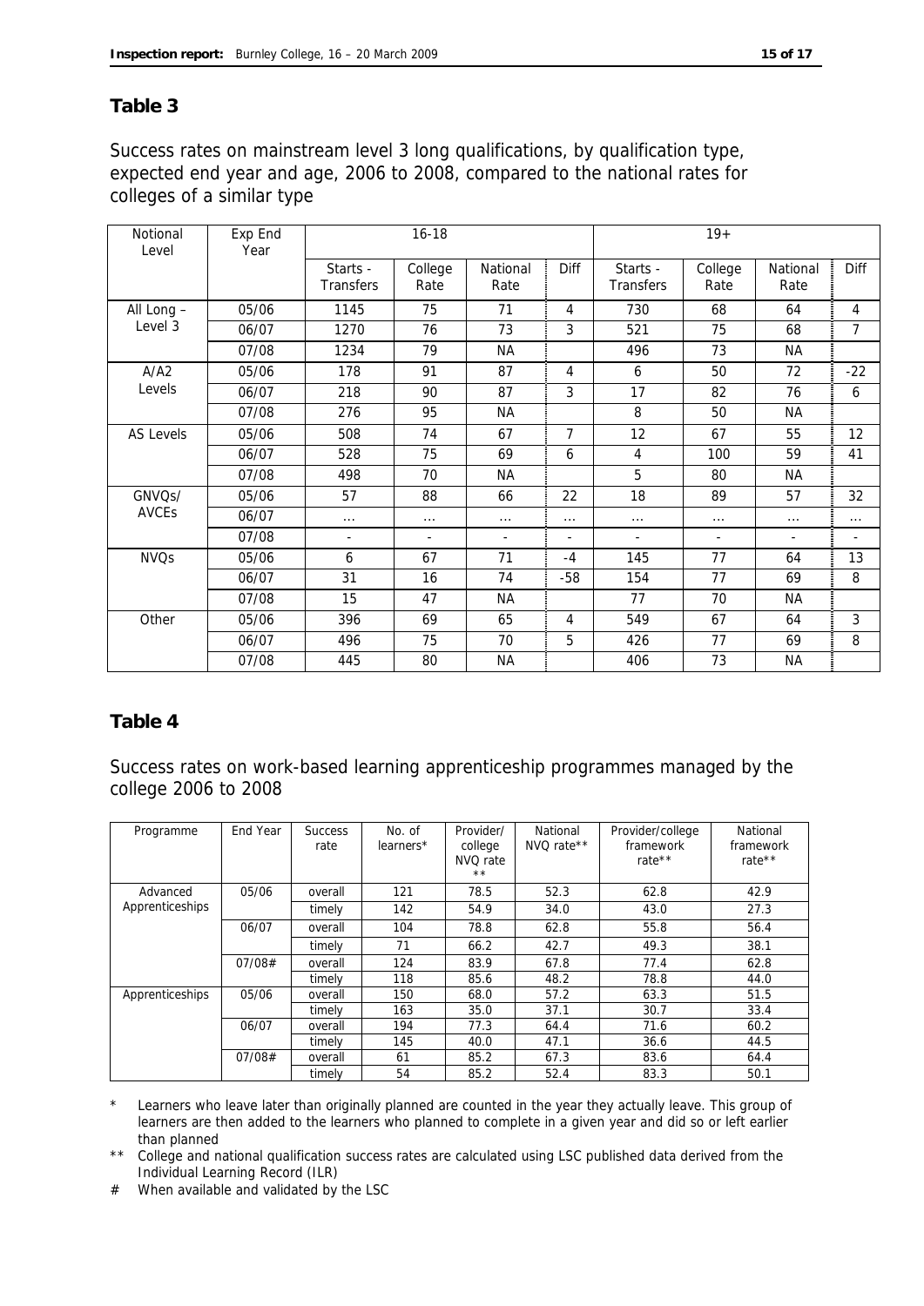## Table 3

Success rates on mainstream level 3 long qualifications, by qualification type, expected end year and age, 2006 to 2008, compared to the national rates for colleges of a similar type

| Notional Level | Exp End Year | 16-18 | | | | 19+ | | | |
|---|---|---|---|---|---|---|---|---|---|
| | | Starts - Transfers | College Rate | National Rate | Diff | Starts - Transfers | College Rate | National Rate | Diff |
| All Long – Level 3 | 05/06 | 1145 | 75 | 71 | 4 | 730 | 68 | 64 | 4 |
| | 06/07 | 1270 | 76 | 73 | 3 | 521 | 75 | 68 | 7 |
| | 07/08 | 1234 | 79 | NA | | 496 | 73 | NA | |
| A/A2 Levels | 05/06 | 178 | 91 | 87 | 4 | 6 | 50 | 72 | -22 |
| | 06/07 | 218 | 90 | 87 | 3 | 17 | 82 | 76 | 6 |
| | 07/08 | 276 | 95 | NA | | 8 | 50 | NA | |
| AS Levels | 05/06 | 508 | 74 | 67 | 7 | 12 | 67 | 55 | 12 |
| | 06/07 | 528 | 75 | 69 | 6 | 4 | 100 | 59 | 41 |
| | 07/08 | 498 | 70 | NA | | 5 | 80 | NA | |
| GNVQs/ AVCEs | 05/06 | 57 | 88 | 66 | 22 | 18 | 89 | 57 | 32 |
| | 06/07 | ... | ... | ... | ... | ... | ... | ... | ... |
| | 07/08 | - | - | - | - | - | - | - | - |
| NVQs | 05/06 | 6 | 67 | 71 | -4 | 145 | 77 | 64 | 13 |
| | 06/07 | 31 | 16 | 74 | -58 | 154 | 77 | 69 | 8 |
| | 07/08 | 15 | 47 | NA | | 77 | 70 | NA | |
| Other | 05/06 | 396 | 69 | 65 | 4 | 549 | 67 | 64 | 3 |
| | 06/07 | 496 | 75 | 70 | 5 | 426 | 77 | 69 | 8 |
| | 07/08 | 445 | 80 | NA | | 406 | 73 | NA | |

## Table 4

Success rates on work-based learning apprenticeship programmes managed by the college 2006 to 2008

| Programme | End Year | Success rate | No. of learners* | Provider/ college NVQ rate ** | National NVQ rate** | Provider/college framework rate** | National framework rate** |
|---|---|---|---|---|---|---|---|
| Advanced Apprenticeships | 05/06 | overall | 121 | 78.5 | 52.3 | 62.8 | 42.9 |
| | | timely | 142 | 54.9 | 34.0 | 43.0 | 27.3 |
| | 06/07 | overall | 104 | 78.8 | 62.8 | 55.8 | 56.4 |
| | | timely | 71 | 66.2 | 42.7 | 49.3 | 38.1 |
| | 07/08# | overall | 124 | 83.9 | 67.8 | 77.4 | 62.8 |
| | | timely | 118 | 85.6 | 48.2 | 78.8 | 44.0 |
| Apprenticeships | 05/06 | overall | 150 | 68.0 | 57.2 | 63.3 | 51.5 |
| | | timely | 163 | 35.0 | 37.1 | 30.7 | 33.4 |
| | 06/07 | overall | 194 | 77.3 | 64.4 | 71.6 | 60.2 |
| | | timely | 145 | 40.0 | 47.1 | 36.6 | 44.5 |
| | 07/08# | overall | 61 | 85.2 | 67.3 | 83.6 | 64.4 |
| | | timely | 54 | 85.2 | 52.4 | 83.3 | 50.1 |

\* Learners who leave later than originally planned are counted in the year they actually leave. This group of learners are then added to the learners who planned to complete in a given year and did so or left earlier than planned

** College and national qualification success rates are calculated using LSC published data derived from the Individual Learning Record (ILR)

\# When available and validated by the LSC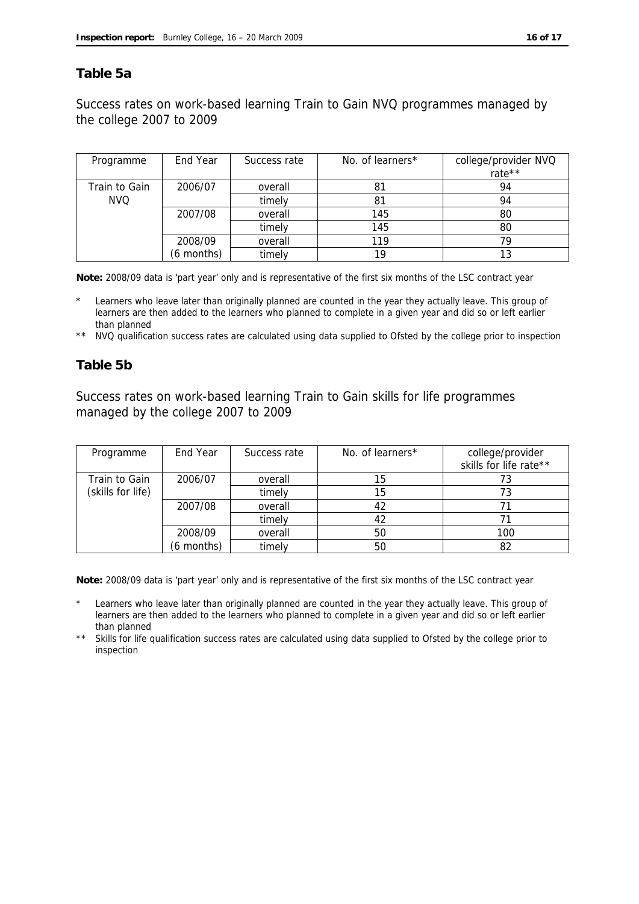## Table 5a

Success rates on work-based learning Train to Gain NVQ programmes managed by the college 2007 to 2009

| Programme | End Year | Success rate | No. of learners* | college/provider NVQ rate** |
|---|---|---|---|---|
| Train to Gain NVQ | 2006/07 | overall | 81 | 94 |
| | | timely | 81 | 94 |
| | 2007/08 | overall | 145 | 80 |
| | | timely | 145 | 80 |
| | 2008/09 (6 months) | overall | 119 | 79 |
| | | timely | 19 | 13 |

**Note:** 2008/09 data is 'part year' only and is representative of the first six months of the LSC contract year

\* Learners who leave later than originally planned are counted in the year they actually leave. This group of learners are then added to the learners who planned to complete in a given year and did so or left earlier than planned

\*\* NVQ qualification success rates are calculated using data supplied to Ofsted by the college prior to inspection

## Table 5b

Success rates on work-based learning Train to Gain skills for life programmes managed by the college 2007 to 2009

| Programme | End Year | Success rate | No. of learners* | college/provider skills for life rate** |
|---|---|---|---|---|
| Train to Gain (skills for life) | 2006/07 | overall | 15 | 73 |
| | | timely | 15 | 73 |
| | 2007/08 | overall | 42 | 71 |
| | | timely | 42 | 71 |
| | 2008/09 (6 months) | overall | 50 | 100 |
| | | timely | 50 | 82 |

**Note:** 2008/09 data is 'part year' only and is representative of the first six months of the LSC contract year

\* Learners who leave later than originally planned are counted in the year they actually leave. This group of learners are then added to the learners who planned to complete in a given year and did so or left earlier than planned

\*\* Skills for life qualification success rates are calculated using data supplied to Ofsted by the college prior to inspection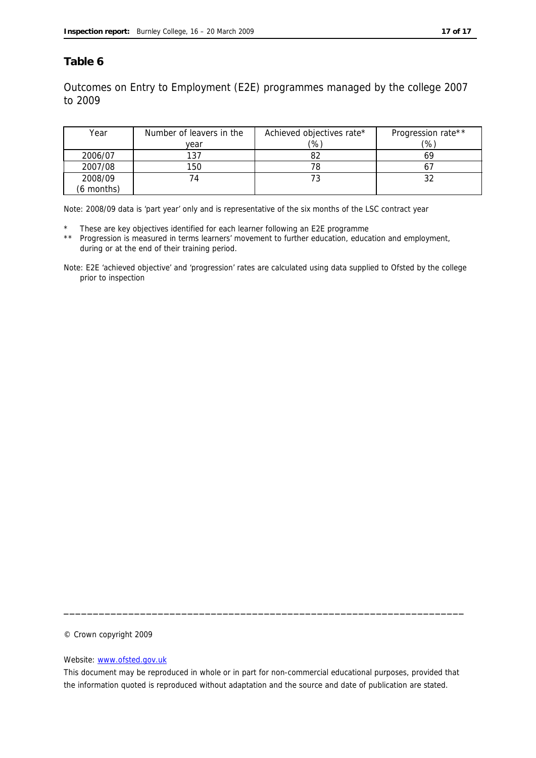## Table 6

Outcomes on Entry to Employment (E2E) programmes managed by the college 2007 to 2009

| Year | Number of leavers in the year | Achieved objectives rate* (%) | Progression rate** (%) |
|---|---|---|---|
| 2006/07 | 137 | 82 | 69 |
| 2007/08 | 150 | 78 | 67 |
| 2008/09 (6 months) | 74 | 73 | 32 |

Note: 2008/09 data is 'part year' only and is representative of the six months of the LSC contract year

\* These are key objectives identified for each learner following an E2E programme

\*\* Progression is measured in terms learners' movement to further education, education and employment, during or at the end of their training period.

Note: E2E 'achieved objective' and 'progression' rates are calculated using data supplied to Ofsted by the college prior to inspection

---

© Crown copyright 2009

Website: www.ofsted.gov.uk

This document may be reproduced in whole or in part for non-commercial educational purposes, provided that the information quoted is reproduced without adaptation and the source and date of publication are stated.